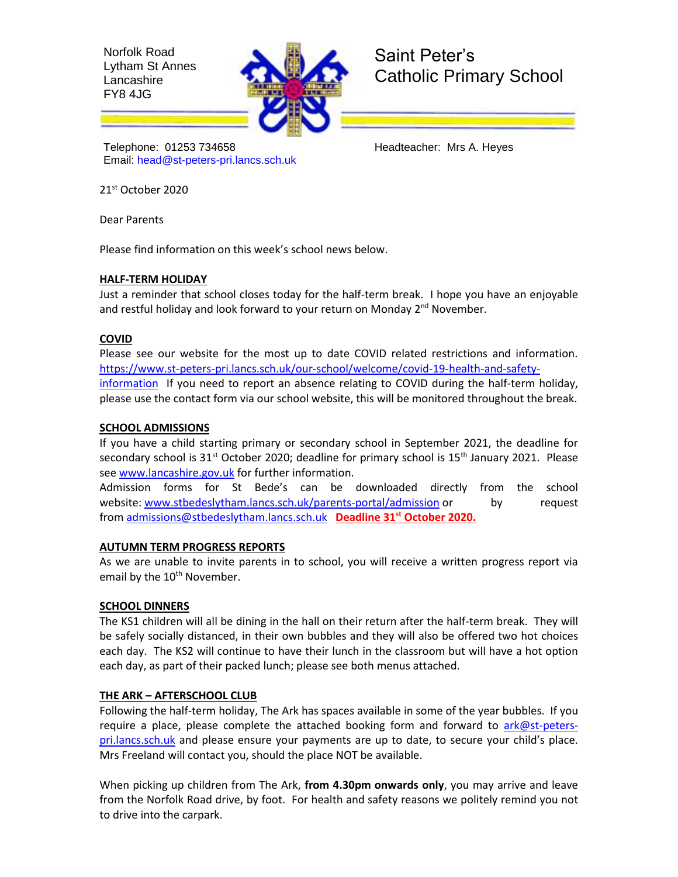Norfolk Road
Lytham St Annes
Lancashire
FY8 4JG

# Saint Peter's Catholic Primary School

Telephone: 01253 734658
Email: head@st-peters-pri.lancs.sch.uk

Headteacher: Mrs A. Heyes

21st October 2020

Dear Parents

Please find information on this week's school news below.

**HALF-TERM HOLIDAY**

Just a reminder that school closes today for the half-term break. I hope you have an enjoyable and restful holiday and look forward to your return on Monday 2nd November.

**COVID**

Please see our website for the most up to date COVID related restrictions and information. https://www.st-peters-pri.lancs.sch.uk/our-school/welcome/covid-19-health-and-safety-information If you need to report an absence relating to COVID during the half-term holiday, please use the contact form via our school website, this will be monitored throughout the break.

**SCHOOL ADMISSIONS**

If you have a child starting primary or secondary school in September 2021, the deadline for secondary school is 31st October 2020; deadline for primary school is 15th January 2021. Please see www.lancashire.gov.uk for further information.

Admission forms for St Bede's can be downloaded directly from the school website: www.stbedeslytham.lancs.sch.uk/parents-portal/admission or by request from admissions@stbedeslytham.lancs.sch.uk **Deadline 31st October 2020.**

**AUTUMN TERM PROGRESS REPORTS**

As we are unable to invite parents in to school, you will receive a written progress report via email by the 10th November.

**SCHOOL DINNERS**

The KS1 children will all be dining in the hall on their return after the half-term break. They will be safely socially distanced, in their own bubbles and they will also be offered two hot choices each day. The KS2 will continue to have their lunch in the classroom but will have a hot option each day, as part of their packed lunch; please see both menus attached.

**THE ARK – AFTERSCHOOL CLUB**

Following the half-term holiday, The Ark has spaces available in some of the year bubbles. If you require a place, please complete the attached booking form and forward to ark@st-peters-pri.lancs.sch.uk and please ensure your payments are up to date, to secure your child's place. Mrs Freeland will contact you, should the place NOT be available.

When picking up children from The Ark, **from 4.30pm onwards only**, you may arrive and leave from the Norfolk Road drive, by foot. For health and safety reasons we politely remind you not to drive into the carpark.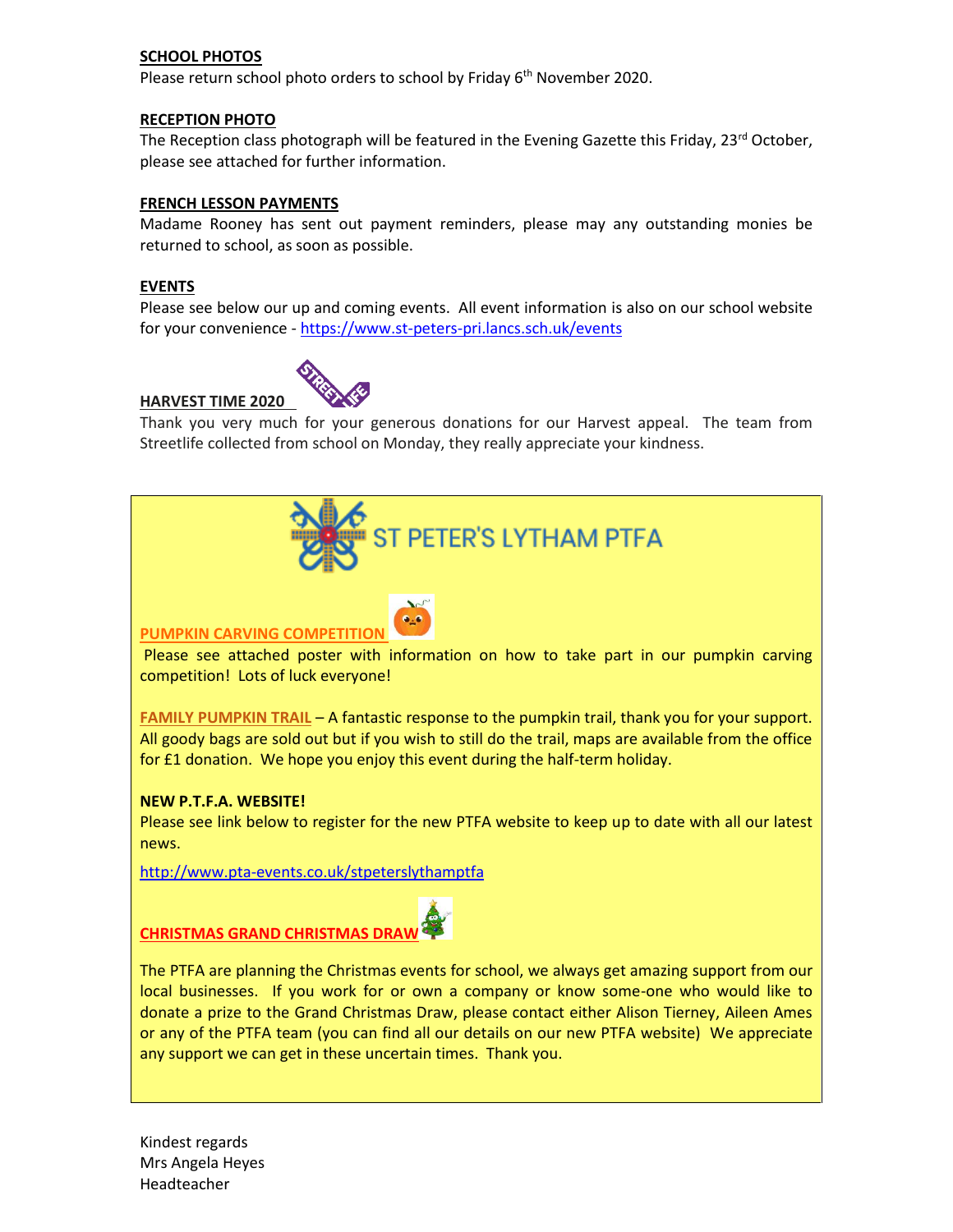**SCHOOL PHOTOS**

Please return school photo orders to school by Friday 6th November 2020.

**RECEPTION PHOTO**

The Reception class photograph will be featured in the Evening Gazette this Friday, 23rd October, please see attached for further information.

**FRENCH LESSON PAYMENTS**

Madame Rooney has sent out payment reminders, please may any outstanding monies be returned to school, as soon as possible.

**EVENTS**

Please see below our up and coming events. All event information is also on our school website for your convenience - https://www.st-peters-pri.lancs.sch.uk/events

**HARVEST TIME 2020**

Thank you very much for your generous donations for our Harvest appeal. The team from Streetlife collected from school on Monday, they really appreciate your kindness.

## ST PETER'S LYTHAM PTFA

**PUMPKIN CARVING COMPETITION**

Please see attached poster with information on how to take part in our pumpkin carving competition! Lots of luck everyone!

**FAMILY PUMPKIN TRAIL** – A fantastic response to the pumpkin trail, thank you for your support. All goody bags are sold out but if you wish to still do the trail, maps are available from the office for £1 donation. We hope you enjoy this event during the half-term holiday.

**NEW P.T.F.A. WEBSITE!**

Please see link below to register for the new PTFA website to keep up to date with all our latest news.

http://www.pta-events.co.uk/stpeterslythamptfa

**CHRISTMAS GRAND CHRISTMAS DRAW**

The PTFA are planning the Christmas events for school, we always get amazing support from our local businesses. If you work for or own a company or know some-one who would like to donate a prize to the Grand Christmas Draw, please contact either Alison Tierney, Aileen Ames or any of the PTFA team (you can find all our details on our new PTFA website) We appreciate any support we can get in these uncertain times. Thank you.

Kindest regards
Mrs Angela Heyes
Headteacher